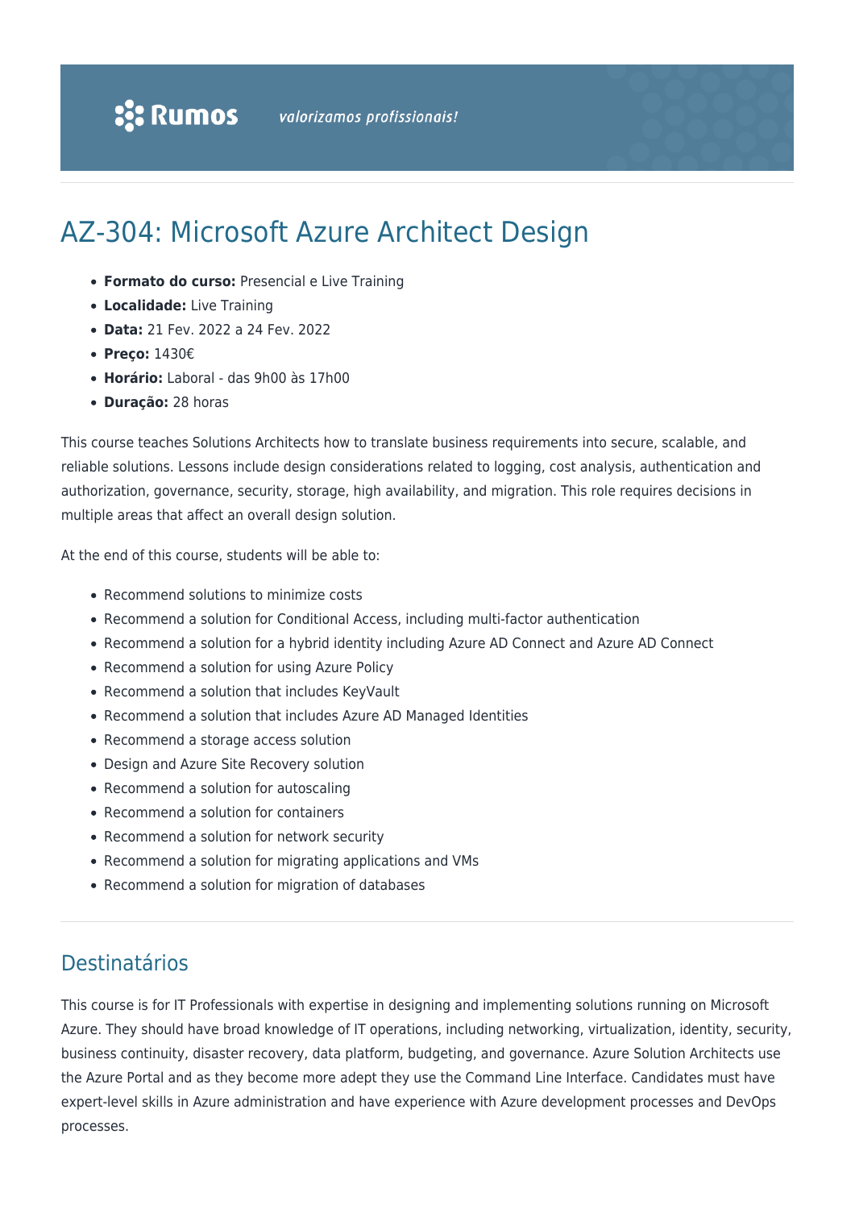# AZ-304: Microsoft Azure Architect Design

- **Formato do curso:** Presencial e Live Training
- **Localidade:** Live Training
- **Data:** 21 Fev. 2022 a 24 Fev. 2022
- **Preço:** 1430€
- **Horário:** Laboral - das 9h00 às 17h00
- **Duração:** 28 horas

This course teaches Solutions Architects how to translate business requirements into secure, scalable, and reliable solutions. Lessons include design considerations related to logging, cost analysis, authentication and authorization, governance, security, storage, high availability, and migration. This role requires decisions in multiple areas that affect an overall design solution.

At the end of this course, students will be able to:

- Recommend solutions to minimize costs
- Recommend a solution for Conditional Access, including multi-factor authentication
- Recommend a solution for a hybrid identity including Azure AD Connect and Azure AD Connect
- Recommend a solution for using Azure Policy
- Recommend a solution that includes KeyVault
- Recommend a solution that includes Azure AD Managed Identities
- Recommend a storage access solution
- Design and Azure Site Recovery solution
- Recommend a solution for autoscaling
- Recommend a solution for containers
- Recommend a solution for network security
- Recommend a solution for migrating applications and VMs
- Recommend a solution for migration of databases

## Destinatários

This course is for IT Professionals with expertise in designing and implementing solutions running on Microsoft Azure. They should have broad knowledge of IT operations, including networking, virtualization, identity, security, business continuity, disaster recovery, data platform, budgeting, and governance. Azure Solution Architects use the Azure Portal and as they become more adept they use the Command Line Interface. Candidates must have expert-level skills in Azure administration and have experience with Azure development processes and DevOps processes.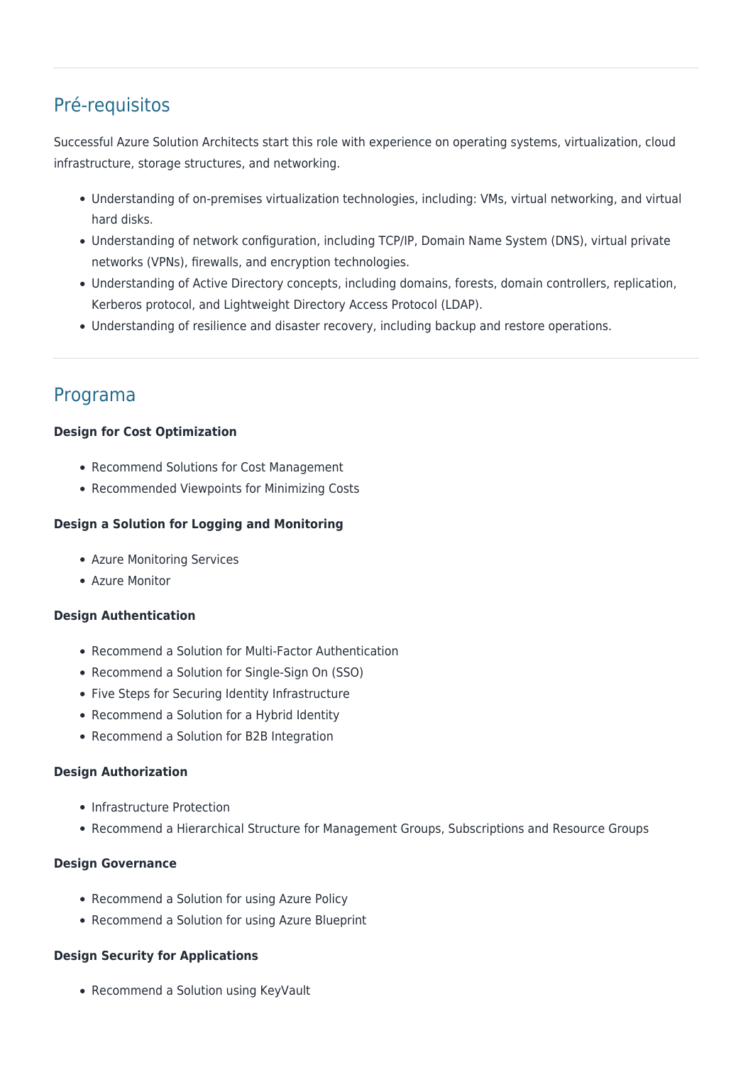## Pré-requisitos

Successful Azure Solution Architects start this role with experience on operating systems, virtualization, cloud infrastructure, storage structures, and networking.

- Understanding of on-premises virtualization technologies, including: VMs, virtual networking, and virtual hard disks.
- Understanding of network configuration, including TCP/IP, Domain Name System (DNS), virtual private networks (VPNs), firewalls, and encryption technologies.
- Understanding of Active Directory concepts, including domains, forests, domain controllers, replication, Kerberos protocol, and Lightweight Directory Access Protocol (LDAP).
- Understanding of resilience and disaster recovery, including backup and restore operations.

## Programa

**Design for Cost Optimization**

- Recommend Solutions for Cost Management
- Recommended Viewpoints for Minimizing Costs

**Design a Solution for Logging and Monitoring**

- Azure Monitoring Services
- Azure Monitor

**Design Authentication**

- Recommend a Solution for Multi-Factor Authentication
- Recommend a Solution for Single-Sign On (SSO)
- Five Steps for Securing Identity Infrastructure
- Recommend a Solution for a Hybrid Identity
- Recommend a Solution for B2B Integration

**Design Authorization**

- Infrastructure Protection
- Recommend a Hierarchical Structure for Management Groups, Subscriptions and Resource Groups

**Design Governance**

- Recommend a Solution for using Azure Policy
- Recommend a Solution for using Azure Blueprint

**Design Security for Applications**

- Recommend a Solution using KeyVault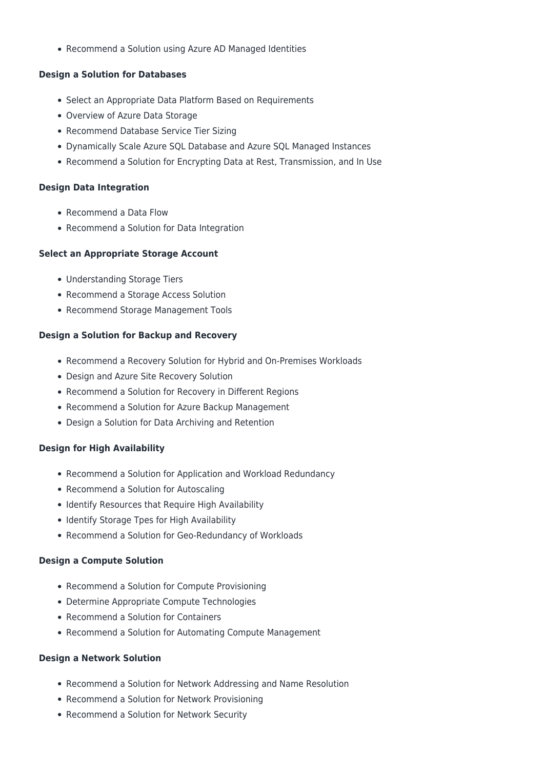- Recommend a Solution using Azure AD Managed Identities

**Design a Solution for Databases**

- Select an Appropriate Data Platform Based on Requirements
- Overview of Azure Data Storage
- Recommend Database Service Tier Sizing
- Dynamically Scale Azure SQL Database and Azure SQL Managed Instances
- Recommend a Solution for Encrypting Data at Rest, Transmission, and In Use

**Design Data Integration**

- Recommend a Data Flow
- Recommend a Solution for Data Integration

**Select an Appropriate Storage Account**

- Understanding Storage Tiers
- Recommend a Storage Access Solution
- Recommend Storage Management Tools

**Design a Solution for Backup and Recovery**

- Recommend a Recovery Solution for Hybrid and On-Premises Workloads
- Design and Azure Site Recovery Solution
- Recommend a Solution for Recovery in Different Regions
- Recommend a Solution for Azure Backup Management
- Design a Solution for Data Archiving and Retention

**Design for High Availability**

- Recommend a Solution for Application and Workload Redundancy
- Recommend a Solution for Autoscaling
- Identify Resources that Require High Availability
- Identify Storage Tpes for High Availability
- Recommend a Solution for Geo-Redundancy of Workloads

**Design a Compute Solution**

- Recommend a Solution for Compute Provisioning
- Determine Appropriate Compute Technologies
- Recommend a Solution for Containers
- Recommend a Solution for Automating Compute Management

**Design a Network Solution**

- Recommend a Solution for Network Addressing and Name Resolution
- Recommend a Solution for Network Provisioning
- Recommend a Solution for Network Security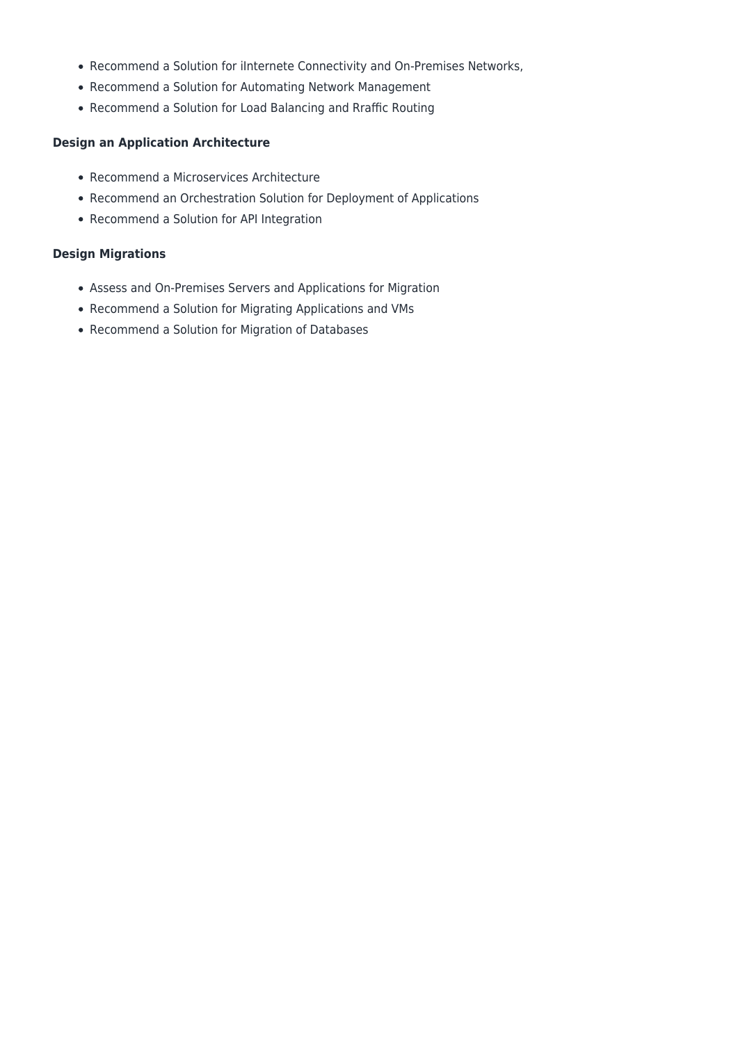- Recommend a Solution for iInternete Connectivity and On-Premises Networks,
- Recommend a Solution for Automating Network Management
- Recommend a Solution for Load Balancing and Rraffic Routing

**Design an Application Architecture**

- Recommend a Microservices Architecture
- Recommend an Orchestration Solution for Deployment of Applications
- Recommend a Solution for API Integration

**Design Migrations**

- Assess and On-Premises Servers and Applications for Migration
- Recommend a Solution for Migrating Applications and VMs
- Recommend a Solution for Migration of Databases